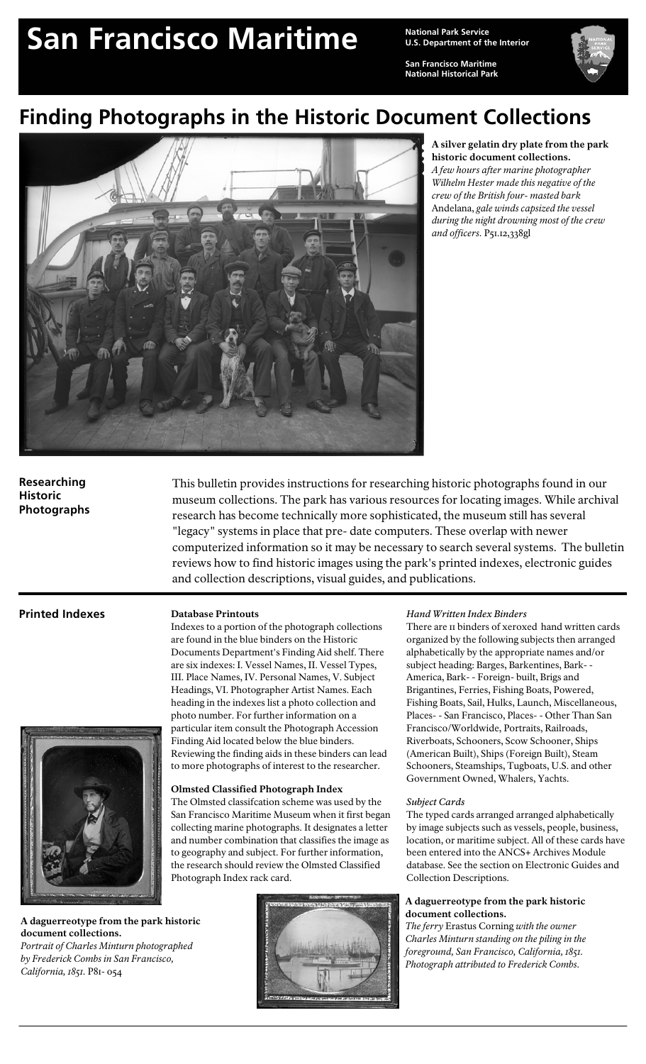# San Francisco Maritime

**National Park Service**
**U.S. Department of the Interior**

**San Francisco Maritime National Historical Park**

## Finding Photographs in the Historic Document Collections

**A silver gelatin dry plate from the park historic document collections.**
*A few hours after marine photographer Wilhelm Hester made this negative of the crew of the British four- masted bark* Andelana, *gale winds capsized the vessel during the night drowning most of the crew and officers.* P51.12,338gl

### Researching Historic Photographs

This bulletin provides instructions for researching historic photographs found in our museum collections. The park has various resources for locating images. While archival research has become technically more sophisticated, the museum still has several "legacy" systems in place that pre- date computers. These overlap with newer computerized information so it may be necessary to search several systems. The bulletin reviews how to find historic images using the park's printed indexes, electronic guides and collection descriptions, visual guides, and publications.

### Printed Indexes

**Database Printouts**

Indexes to a portion of the photograph collections are found in the blue binders on the Historic Documents Department's Finding Aid shelf. There are six indexes: I. Vessel Names, II. Vessel Types, III. Place Names, IV. Personal Names, V. Subject Headings, VI. Photographer Artist Names. Each heading in the indexes list a photo collection and photo number. For further information on a particular item consult the Photograph Accession Finding Aid located below the blue binders. Reviewing the finding aids in these binders can lead to more photographs of interest to the researcher.

**Olmsted Classified Photograph Index**

The Olmsted classifcation scheme was used by the San Francisco Maritime Museum when it first began collecting marine photographs. It designates a letter and number combination that classifies the image as to geography and subject. For further information, the research should review the Olmsted Classified Photograph Index rack card.

*Hand Written Index Binders*

There are 11 binders of xeroxed hand written cards organized by the following subjects then arranged alphabetically by the appropriate names and/or subject heading: Barges, Barkentines, Bark- - America, Bark- - Foreign- built, Brigs and Brigantines, Ferries, Fishing Boats, Powered, Fishing Boats, Sail, Hulks, Launch, Miscellaneous, Places- - San Francisco, Places- - Other Than San Francisco/Worldwide, Portraits, Railroads, Riverboats, Schooners, Scow Schooner, Ships (American Built), Ships (Foreign Built), Steam Schooners, Steamships, Tugboats, U.S. and other Government Owned, Whalers, Yachts.

*Subject Cards*

The typed cards arranged arranged alphabetically by image subjects such as vessels, people, business, location, or maritime subject. All of these cards have been entered into the ANCS+ Archives Module database. See the section on Electronic Guides and Collection Descriptions.

**A daguerreotype from the park historic document collections.**
*Portrait of Charles Minturn photographed by Frederick Combs in San Francisco, California, 1851.* P81- 054

**A daguerreotype from the park historic document collections.**
*The ferry* Erastus Corning *with the owner Charles Minturn standing on the piling in the foreground, San Francisco, California, 1851. Photograph attributed to Frederick Combs.*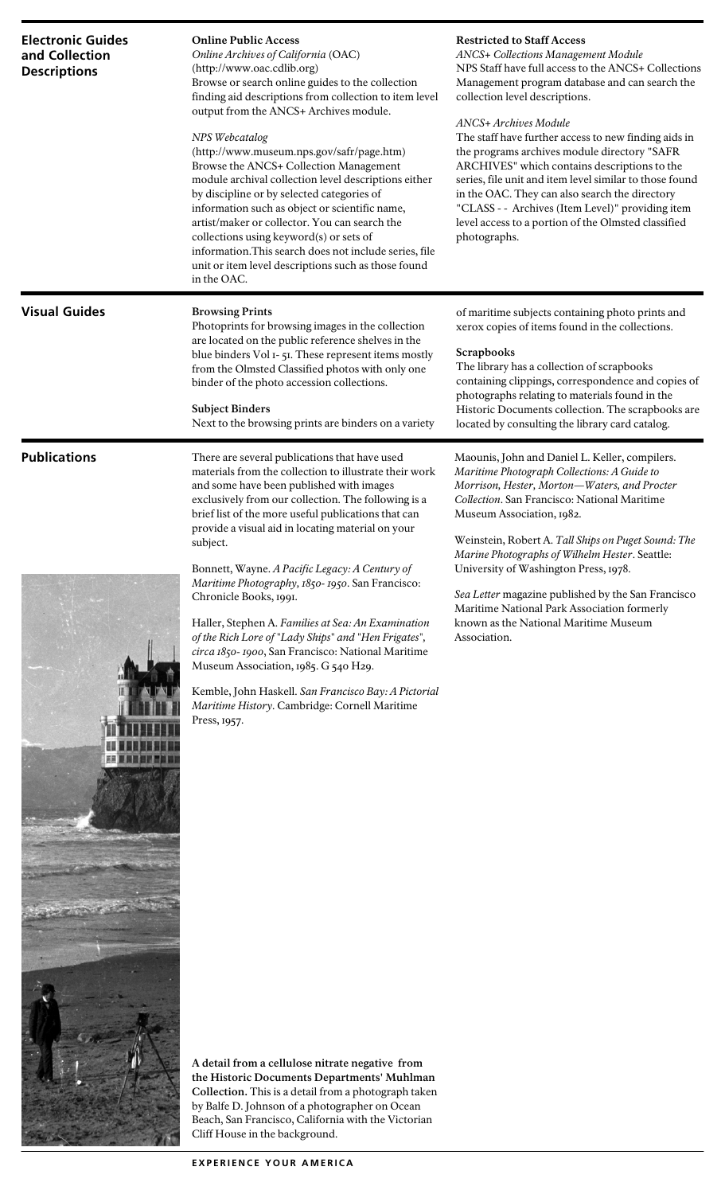## Electronic Guides and Collection Descriptions

**Online Public Access**

*Online Archives of California* (OAC)
(http://www.oac.cdlib.org)
Browse or search online guides to the collection finding aid descriptions from collection to item level output from the ANCS+ Archives module.

*NPS Webcatalog*
(http://www.museum.nps.gov/safr/page.htm)
Browse the ANCS+ Collection Management module archival collection level descriptions either by discipline or by selected categories of information such as object or scientific name, artist/maker or collector. You can search the collections using keyword(s) or sets of information.This search does not include series, file unit or item level descriptions such as those found in the OAC.

**Restricted to Staff Access**

*ANCS+ Collections Management Module*
NPS Staff have full access to the ANCS+ Collections Management program database and can search the collection level descriptions.

*ANCS+ Archives Module*
The staff have further access to new finding aids in the programs archives module directory "SAFR ARCHIVES" which contains descriptions to the series, file unit and item level similar to those found in the OAC. They can also search the directory "CLASS - - Archives (Item Level)" providing item level access to a portion of the Olmsted classified photographs.

## Visual Guides

**Browsing Prints**
Photoprints for browsing images in the collection are located on the public reference shelves in the blue binders Vol 1- 51. These represent items mostly from the Olmsted Classified photos with only one binder of the photo accession collections.

**Subject Binders**
Next to the browsing prints are binders on a variety of maritime subjects containing photo prints and xerox copies of items found in the collections.

**Scrapbooks**
The library has a collection of scrapbooks containing clippings, correspondence and copies of photographs relating to materials found in the Historic Documents collection. The scrapbooks are located by consulting the library card catalog.

## Publications

There are several publications that have used materials from the collection to illustrate their work and some have been published with images exclusively from our collection. The following is a brief list of the more useful publications that can provide a visual aid in locating material on your subject.

Bonnett, Wayne. *A Pacific Legacy: A Century of Maritime Photography, 1850- 1950*. San Francisco: Chronicle Books, 1991.

Haller, Stephen A. *Families at Sea: An Examination of the Rich Lore of "Lady Ships" and "Hen Frigates", circa 1850- 1900*, San Francisco: National Maritime Museum Association, 1985. G 540 H29.

Kemble, John Haskell. *San Francisco Bay: A Pictorial Maritime History*. Cambridge: Cornell Maritime Press, 1957.

Maounis, John and Daniel L. Keller, compilers. *Maritime Photograph Collections: A Guide to Morrison, Hester, Morton—Waters, and Procter Collection*. San Francisco: National Maritime Museum Association, 1982.

Weinstein, Robert A. *Tall Ships on Puget Sound: The Marine Photographs of Wilhelm Hester*. Seattle: University of Washington Press, 1978.

*Sea Letter* magazine published by the San Francisco Maritime National Park Association formerly known as the National Maritime Museum Association.

**A detail from a cellulose nitrate negative from the Historic Documents Departments' Muhlman Collection.** This is a detail from a photograph taken by Balfe D. Johnson of a photographer on Ocean Beach, San Francisco, California with the Victorian Cliff House in the background.

EXPERIENCE YOUR AMERICA